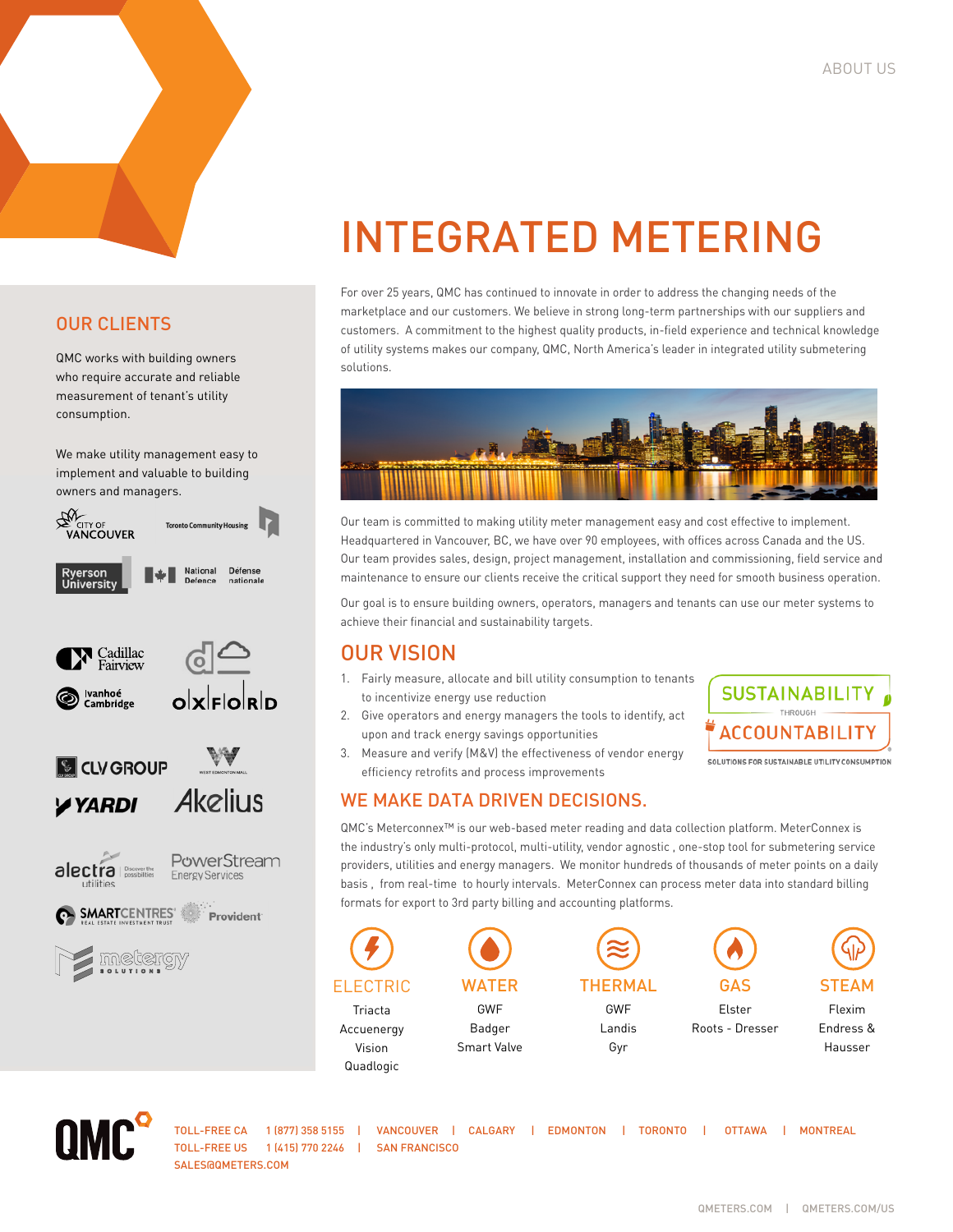ABOUT US

# INTEGRATED METERING

For over 25 years, QMC has continued to innovate in order to address the changing needs of the marketplace and our customers. We believe in strong long-term partnerships with our suppliers and customers. A commitment to the highest quality products, in-field experience and technical knowledge of utility systems makes our company, QMC, North America's leader in integrated utility submetering solutions.

Our team is committed to making utility meter management easy and cost effective to implement. Headquartered in Vancouver, BC, we have over 90 employees, with offices across Canada and the US. Our team provides sales, design, project management, installation and commissioning, field service and maintenance to ensure our clients receive the critical support they need for smooth business operation.

Our goal is to ensure building owners, operators, managers and tenants can use our meter systems to achieve their financial and sustainability targets.

## OUR CLIENTS

QMC works with building owners who require accurate and reliable measurement of tenant's utility consumption.

We make utility management easy to implement and valuable to building owners and managers.

City of Vancouver, Toronto Community Housing, Ryerson University, National Defence / Défense nationale, Cadillac Fairview, Ivanhoé Cambridge, Oxford, CLV Group, West Edmonton Mall, Yardi, Akelius, Alectra Utilities, PowerStream Energy Services, SmartCentres Real Estate Investment Trust, Provident, Metergy Solutions

## OUR VISION

1. Fairly measure, allocate and bill utility consumption to tenants to incentivize energy use reduction
2. Give operators and energy managers the tools to identify, act upon and track energy savings opportunities
3. Measure and verify (M&V) the effectiveness of vendor energy efficiency retrofits and process improvements

SUSTAINABILITY THROUGH ACCOUNTABILITY
SOLUTIONS FOR SUSTAINABLE UTILITY CONSUMPTION

## WE MAKE DATA DRIVEN DECISIONS.

QMC's Meterconnex™ is our web-based meter reading and data collection platform. MeterConnex is the industry's only multi-protocol, multi-utility, vendor agnostic , one-stop tool for submetering service providers, utilities and energy managers. We monitor hundreds of thousands of meter points on a daily basis , from real-time to hourly intervals. MeterConnex can process meter data into standard billing formats for export to 3rd party billing and accounting platforms.

| ELECTRIC | WATER | THERMAL | GAS | STEAM |
|---|---|---|---|---|
| Triacta<br>Accuenergy<br>Vision<br>Quadlogic | GWF<br>Badger<br>Smart Valve | GWF<br>Landis<br>Gyr | Elster<br>Roots - Dresser | Flexim<br>Endress &<br>Hausser |

QMC

TOLL-FREE CA 1 (877) 358 5155 | VANCOUVER | CALGARY | EDMONTON | TORONTO | OTTAWA | MONTREAL
TOLL-FREE US 1 (415) 770 2246 | SAN FRANCISCO
SALES@QMETERS.COM

QMETERS.COM | QMETERS.COM/US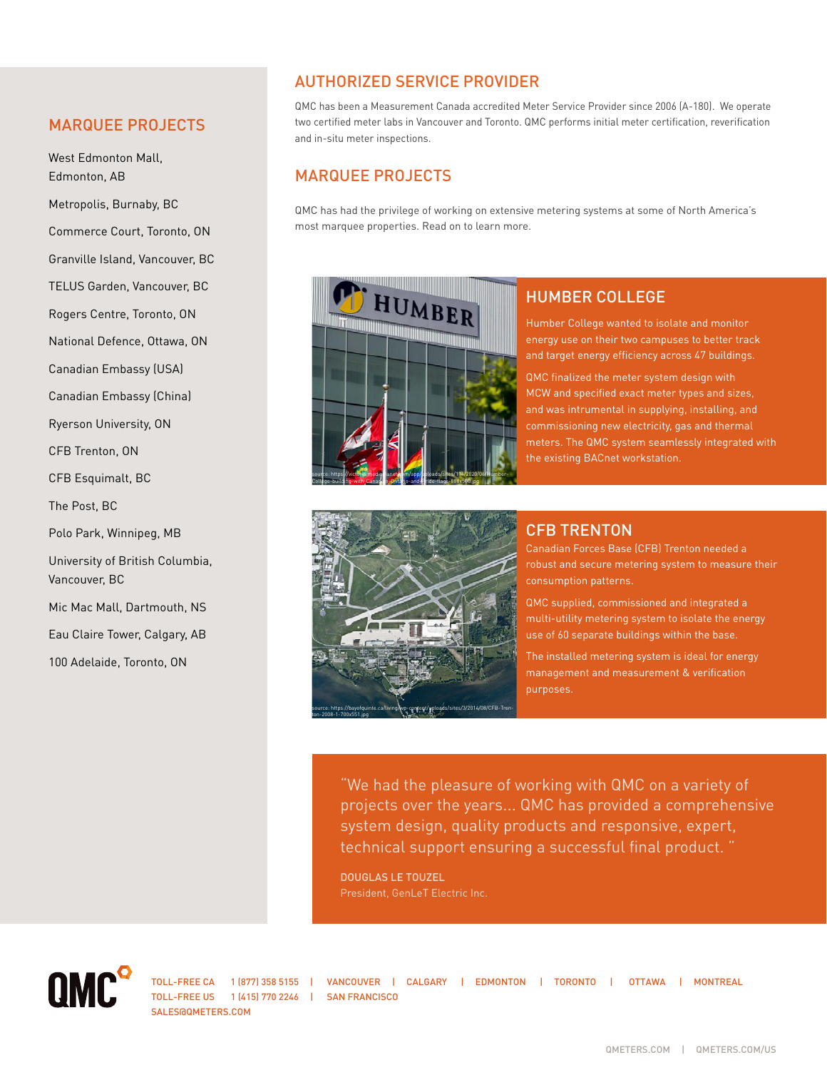## MARQUEE PROJECTS

- West Edmonton Mall, Edmonton, AB
- Metropolis, Burnaby, BC
- Commerce Court, Toronto, ON
- Granville Island, Vancouver, BC
- TELUS Garden, Vancouver, BC
- Rogers Centre, Toronto, ON
- National Defence, Ottawa, ON
- Canadian Embassy (USA)
- Canadian Embassy (China)
- Ryerson University, ON
- CFB Trenton, ON
- CFB Esquimalt, BC
- The Post, BC
- Polo Park, Winnipeg, MB
- University of British Columbia, Vancouver, BC
- Mic Mac Mall, Dartmouth, NS
- Eau Claire Tower, Calgary, AB
- 100 Adelaide, Toronto, ON

## AUTHORIZED SERVICE PROVIDER

QMC has been a Measurement Canada accredited Meter Service Provider since 2006 (A-180). We operate two certified meter labs in Vancouver and Toronto. QMC performs initial meter certification, reverification and in-situ meter inspections.

## MARQUEE PROJECTS

QMC has had the privilege of working on extensive metering systems at some of North America's most marquee properties. Read on to learn more.

source: https://victoria.mediaplanet.com/app/uploads/sites/114/2020/06/Humber-College-building-with-Canadian-Ontario-and-Pride-flags-898x563.jpg

### HUMBER COLLEGE

Humber College wanted to isolate and monitor energy use on their two campuses to better track and target energy efficiency across 47 buildings.

QMC finalized the meter system design with MCW and specified exact meter types and sizes, and was intrumental in supplying, installing, and commissioning new electricity, gas and thermal meters. The QMC system seamlessly integrated with the existing BACnet workstation.

source: https://bayofquinte.ca/living/wp-content/uploads/sites/3/2014/08/CFB-Trenton-2008-1-700x551.jpg

### CFB TRENTON

Canadian Forces Base (CFB) Trenton needed a robust and secure metering system to measure their consumption patterns.

QMC supplied, commissioned and integrated a multi-utility metering system to isolate the energy use of 60 separate buildings within the base.

The installed metering system is ideal for energy management and measurement & verification purposes.

> "We had the pleasure of working with QMC on a variety of projects over the years... QMC has provided a comprehensive system design, quality products and responsive, expert, technical support ensuring a successful final product. "
>
> **DOUGLAS LE TOUZEL**
> President, GenLeT Electric Inc.

QMC

TOLL-FREE CA 1 (877) 358 5155 | VANCOUVER | CALGARY | EDMONTON | TORONTO | OTTAWA | MONTREAL
TOLL-FREE US 1 (415) 770 2246 | SAN FRANCISCO
SALES@QMETERS.COM

QMETERS.COM | QMETERS.COM/US